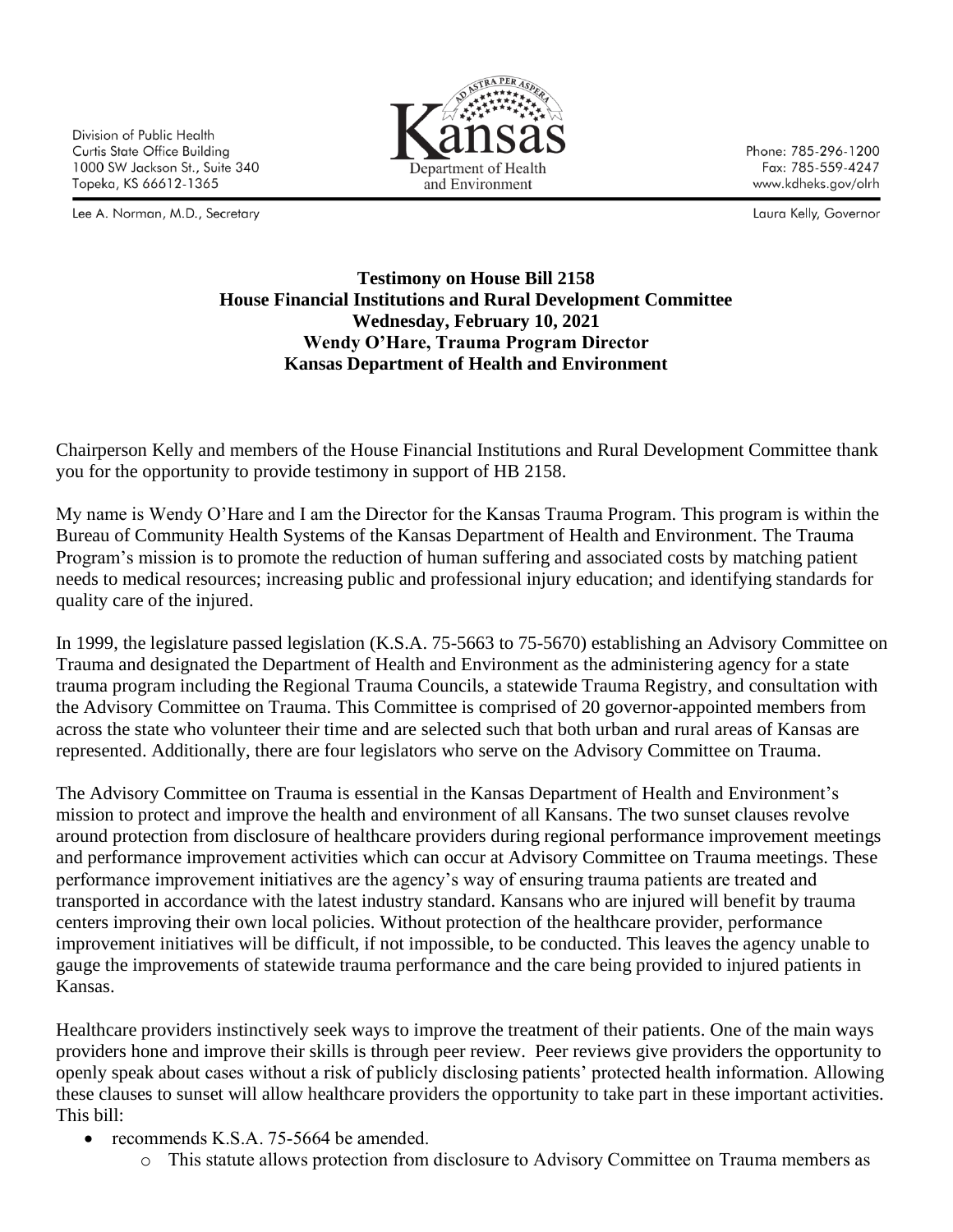Division of Public Health
Curtis State Office Building
1000 SW Jackson St., Suite 340
Topeka, KS 66612-1365

Lee A. Norman, M.D., Secretary

Kansas Department of Health and Environment

Phone: 785-296-1200
Fax: 785-559-4247
www.kdheks.gov/olrh

Laura Kelly, Governor

**Testimony on House Bill 2158**
**House Financial Institutions and Rural Development Committee**
**Wednesday, February 10, 2021**
**Wendy O'Hare, Trauma Program Director**
**Kansas Department of Health and Environment**

Chairperson Kelly and members of the House Financial Institutions and Rural Development Committee thank you for the opportunity to provide testimony in support of HB 2158.

My name is Wendy O'Hare and I am the Director for the Kansas Trauma Program. This program is within the Bureau of Community Health Systems of the Kansas Department of Health and Environment. The Trauma Program's mission is to promote the reduction of human suffering and associated costs by matching patient needs to medical resources; increasing public and professional injury education; and identifying standards for quality care of the injured.

In 1999, the legislature passed legislation (K.S.A. 75-5663 to 75-5670) establishing an Advisory Committee on Trauma and designated the Department of Health and Environment as the administering agency for a state trauma program including the Regional Trauma Councils, a statewide Trauma Registry, and consultation with the Advisory Committee on Trauma. This Committee is comprised of 20 governor-appointed members from across the state who volunteer their time and are selected such that both urban and rural areas of Kansas are represented. Additionally, there are four legislators who serve on the Advisory Committee on Trauma.

The Advisory Committee on Trauma is essential in the Kansas Department of Health and Environment's mission to protect and improve the health and environment of all Kansans. The two sunset clauses revolve around protection from disclosure of healthcare providers during regional performance improvement meetings and performance improvement activities which can occur at Advisory Committee on Trauma meetings. These performance improvement initiatives are the agency's way of ensuring trauma patients are treated and transported in accordance with the latest industry standard. Kansans who are injured will benefit by trauma centers improving their own local policies. Without protection of the healthcare provider, performance improvement initiatives will be difficult, if not impossible, to be conducted. This leaves the agency unable to gauge the improvements of statewide trauma performance and the care being provided to injured patients in Kansas.

Healthcare providers instinctively seek ways to improve the treatment of their patients. One of the main ways providers hone and improve their skills is through peer review. Peer reviews give providers the opportunity to openly speak about cases without a risk of publicly disclosing patients' protected health information. Allowing these clauses to sunset will allow healthcare providers the opportunity to take part in these important activities. This bill:

- recommends K.S.A. 75-5664 be amended.
  - This statute allows protection from disclosure to Advisory Committee on Trauma members as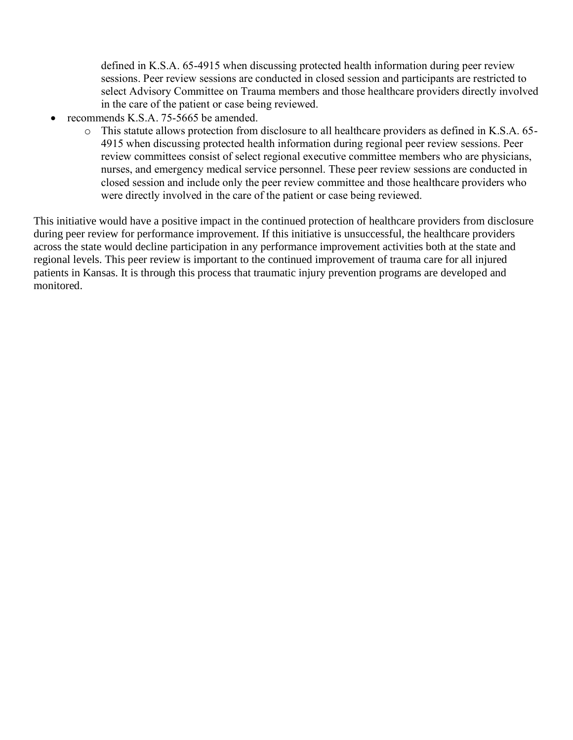defined in K.S.A. 65-4915 when discussing protected health information during peer review sessions. Peer review sessions are conducted in closed session and participants are restricted to select Advisory Committee on Trauma members and those healthcare providers directly involved in the care of the patient or case being reviewed.

- recommends K.S.A. 75-5665 be amended.
  - This statute allows protection from disclosure to all healthcare providers as defined in K.S.A. 65-4915 when discussing protected health information during regional peer review sessions. Peer review committees consist of select regional executive committee members who are physicians, nurses, and emergency medical service personnel. These peer review sessions are conducted in closed session and include only the peer review committee and those healthcare providers who were directly involved in the care of the patient or case being reviewed.

This initiative would have a positive impact in the continued protection of healthcare providers from disclosure during peer review for performance improvement. If this initiative is unsuccessful, the healthcare providers across the state would decline participation in any performance improvement activities both at the state and regional levels. This peer review is important to the continued improvement of trauma care for all injured patients in Kansas. It is through this process that traumatic injury prevention programs are developed and monitored.